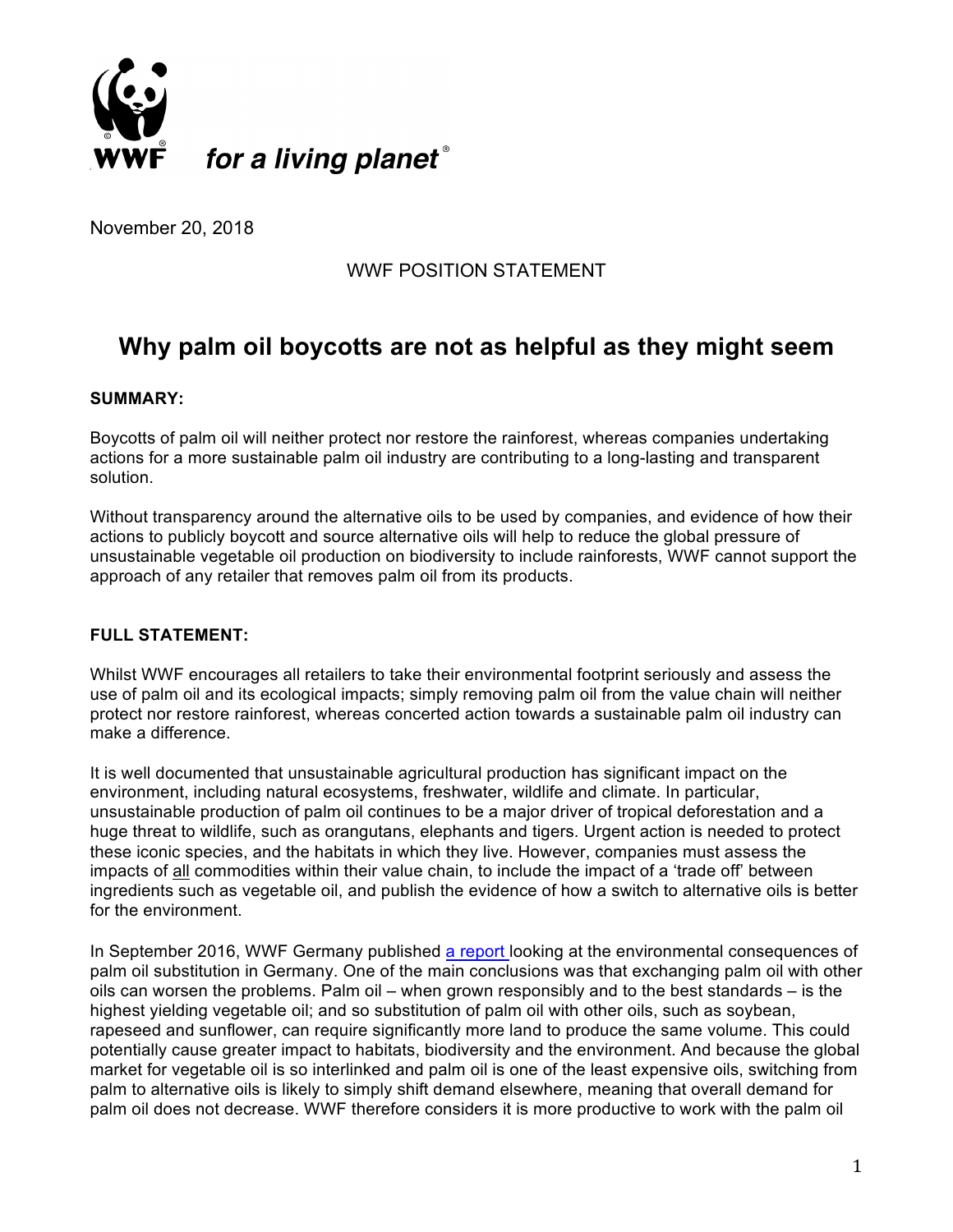WWF *for a living planet*®

November 20, 2018

WWF POSITION STATEMENT

# Why palm oil boycotts are not as helpful as they might seem

**SUMMARY:**

Boycotts of palm oil will neither protect nor restore the rainforest, whereas companies undertaking actions for a more sustainable palm oil industry are contributing to a long-lasting and transparent solution.

Without transparency around the alternative oils to be used by companies, and evidence of how their actions to publicly boycott and source alternative oils will help to reduce the global pressure of unsustainable vegetable oil production on biodiversity to include rainforests, WWF cannot support the approach of any retailer that removes palm oil from its products.

**FULL STATEMENT:**

Whilst WWF encourages all retailers to take their environmental footprint seriously and assess the use of palm oil and its ecological impacts; simply removing palm oil from the value chain will neither protect nor restore rainforest, whereas concerted action towards a sustainable palm oil industry can make a difference.

It is well documented that unsustainable agricultural production has significant impact on the environment, including natural ecosystems, freshwater, wildlife and climate. In particular, unsustainable production of palm oil continues to be a major driver of tropical deforestation and a huge threat to wildlife, such as orangutans, elephants and tigers. Urgent action is needed to protect these iconic species, and the habitats in which they live. However, companies must assess the impacts of all commodities within their value chain, to include the impact of a 'trade off' between ingredients such as vegetable oil, and publish the evidence of how a switch to alternative oils is better for the environment.

In September 2016, WWF Germany published a report looking at the environmental consequences of palm oil substitution in Germany. One of the main conclusions was that exchanging palm oil with other oils can worsen the problems. Palm oil – when grown responsibly and to the best standards – is the highest yielding vegetable oil; and so substitution of palm oil with other oils, such as soybean, rapeseed and sunflower, can require significantly more land to produce the same volume. This could potentially cause greater impact to habitats, biodiversity and the environment. And because the global market for vegetable oil is so interlinked and palm oil is one of the least expensive oils, switching from palm to alternative oils is likely to simply shift demand elsewhere, meaning that overall demand for palm oil does not decrease. WWF therefore considers it is more productive to work with the palm oil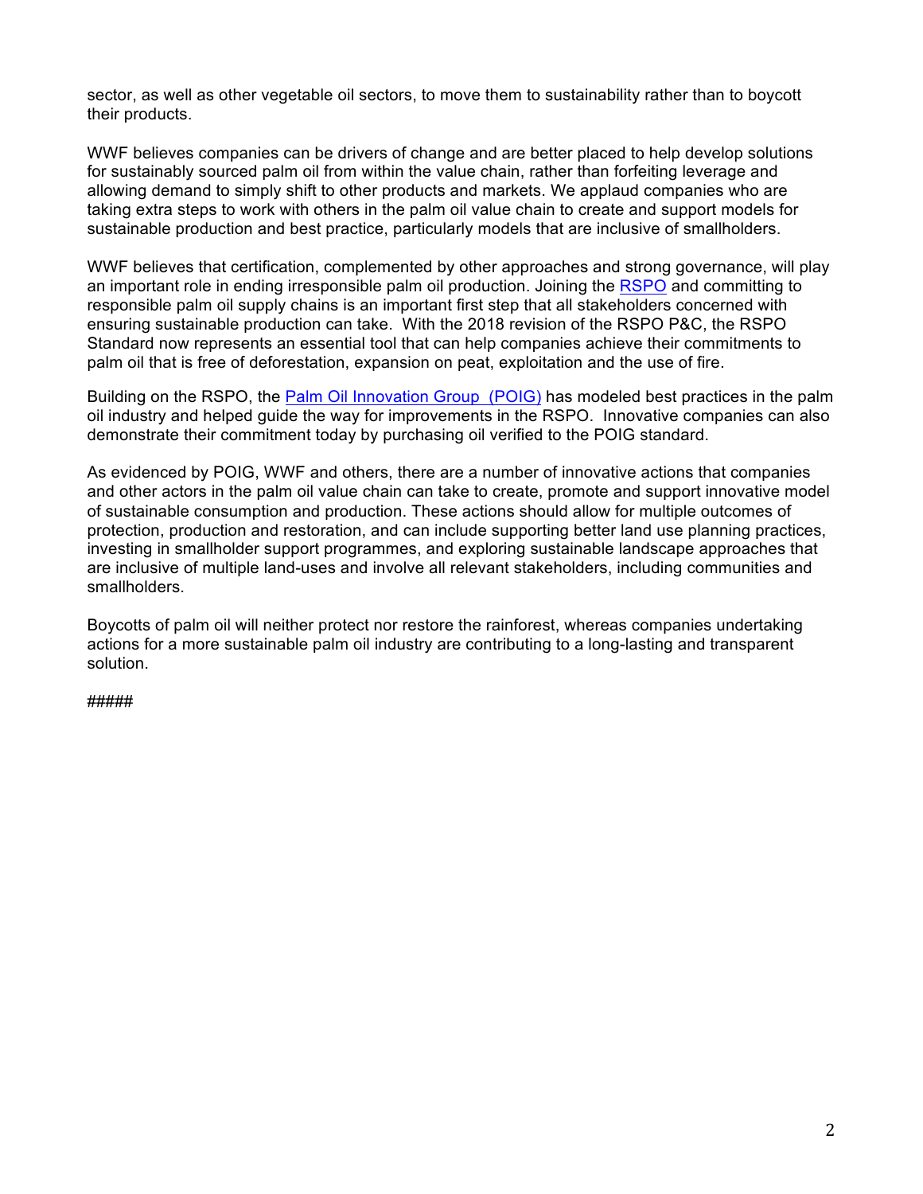sector, as well as other vegetable oil sectors, to move them to sustainability rather than to boycott their products.

WWF believes companies can be drivers of change and are better placed to help develop solutions for sustainably sourced palm oil from within the value chain, rather than forfeiting leverage and allowing demand to simply shift to other products and markets. We applaud companies who are taking extra steps to work with others in the palm oil value chain to create and support models for sustainable production and best practice, particularly models that are inclusive of smallholders.

WWF believes that certification, complemented by other approaches and strong governance, will play an important role in ending irresponsible palm oil production. Joining the RSPO and committing to responsible palm oil supply chains is an important first step that all stakeholders concerned with ensuring sustainable production can take. With the 2018 revision of the RSPO P&C, the RSPO Standard now represents an essential tool that can help companies achieve their commitments to palm oil that is free of deforestation, expansion on peat, exploitation and the use of fire.

Building on the RSPO, the Palm Oil Innovation Group (POIG) has modeled best practices in the palm oil industry and helped guide the way for improvements in the RSPO. Innovative companies can also demonstrate their commitment today by purchasing oil verified to the POIG standard.

As evidenced by POIG, WWF and others, there are a number of innovative actions that companies and other actors in the palm oil value chain can take to create, promote and support innovative model of sustainable consumption and production. These actions should allow for multiple outcomes of protection, production and restoration, and can include supporting better land use planning practices, investing in smallholder support programmes, and exploring sustainable landscape approaches that are inclusive of multiple land-uses and involve all relevant stakeholders, including communities and smallholders.

Boycotts of palm oil will neither protect nor restore the rainforest, whereas companies undertaking actions for a more sustainable palm oil industry are contributing to a long-lasting and transparent solution.

#####